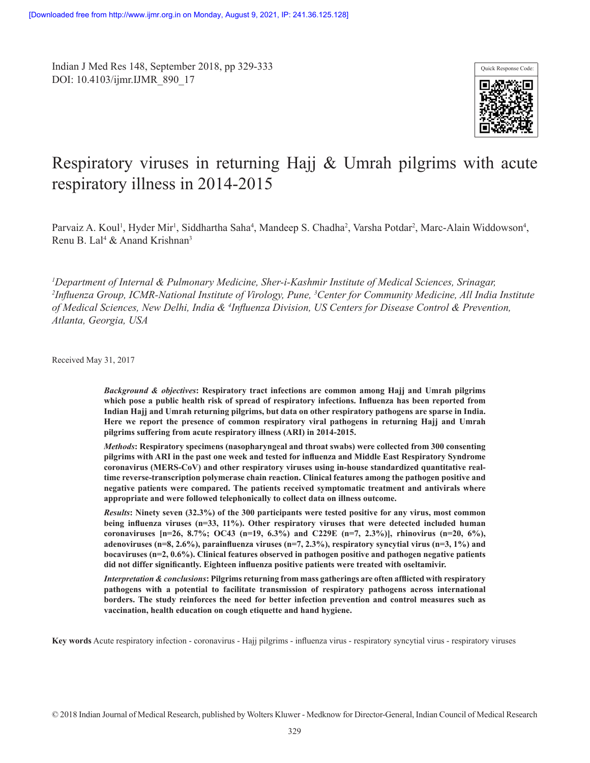# Respiratory viruses in returning Hajj & Umrah pilgrims with acute respiratory illness in 2014-2015

Parvaiz A. Koul[1], Hyder Mir[1], Siddhartha Saha[4], Mandeep S. Chadha[2], Varsha Potdar[2], Marc-Alain Widdowson[4], Renu B. Lal[4] & Anand Krishnan[3]

*[1]Department of Internal & Pulmonary Medicine, Sher-i-Kashmir Institute of Medical Sciences, Srinagar, [2]Influenza Group, ICMR-National Institute of Virology, Pune, [3]Center for Community Medicine, All India Institute of Medical Sciences, New Delhi, India & [4]Influenza Division, US Centers for Disease Control & Prevention, Atlanta, Georgia, USA*

Received May 31, 2017

***Background & objectives*: Respiratory tract infections are common among Hajj and Umrah pilgrims which pose a public health risk of spread of respiratory infections. Influenza has been reported from Indian Hajj and Umrah returning pilgrims, but data on other respiratory pathogens are sparse in India. Here we report the presence of common respiratory viral pathogens in returning Hajj and Umrah pilgrims suffering from acute respiratory illness (ARI) in 2014-2015.**

***Methods*: Respiratory specimens (nasopharyngeal and throat swabs) were collected from 300 consenting pilgrims with ARI in the past one week and tested for influenza and Middle East Respiratory Syndrome coronavirus (MERS-CoV) and other respiratory viruses using in-house standardized quantitative real-time reverse-transcription polymerase chain reaction. Clinical features among the pathogen positive and negative patients were compared. The patients received symptomatic treatment and antivirals where appropriate and were followed telephonically to collect data on illness outcome.**

***Results*: Ninety seven (32.3%) of the 300 participants were tested positive for any virus, most common being influenza viruses (n=33, 11%). Other respiratory viruses that were detected included human coronaviruses [n=26, 8.7%; OC43 (n=19, 6.3%) and C229E (n=7, 2.3%)], rhinovirus (n=20, 6%), adenoviruses (n=8, 2.6%), parainfluenza viruses (n=7, 2.3%), respiratory syncytial virus (n=3, 1%) and bocaviruses (n=2, 0.6%). Clinical features observed in pathogen positive and pathogen negative patients did not differ significantly. Eighteen influenza positive patients were treated with oseltamivir.**

***Interpretation & conclusions*: Pilgrims returning from mass gatherings are often afflicted with respiratory pathogens with a potential to facilitate transmission of respiratory pathogens across international borders. The study reinforces the need for better infection prevention and control measures such as vaccination, health education on cough etiquette and hand hygiene.**

**Key words** Acute respiratory infection - coronavirus - Hajj pilgrims - influenza virus - respiratory syncytial virus - respiratory viruses

© 2018 Indian Journal of Medical Research, published by Wolters Kluwer - Medknow for Director-General, Indian Council of Medical Research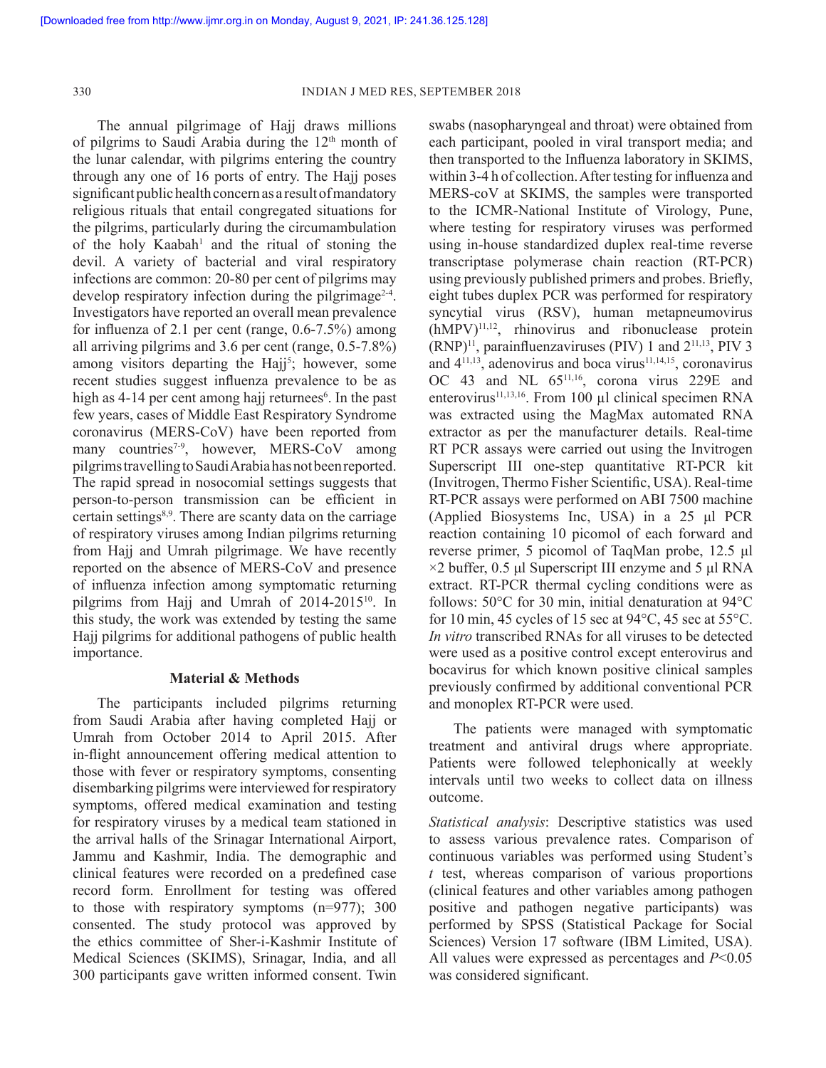The annual pilgrimage of Hajj draws millions of pilgrims to Saudi Arabia during the 12th month of the lunar calendar, with pilgrims entering the country through any one of 16 ports of entry. The Hajj poses significant public health concern as a result of mandatory religious rituals that entail congregated situations for the pilgrims, particularly during the circumambulation of the holy Kaabah[1] and the ritual of stoning the devil. A variety of bacterial and viral respiratory infections are common: 20-80 per cent of pilgrims may develop respiratory infection during the pilgrimage[2-4]. Investigators have reported an overall mean prevalence for influenza of 2.1 per cent (range, 0.6-7.5%) among all arriving pilgrims and 3.6 per cent (range, 0.5-7.8%) among visitors departing the Hajj[5]; however, some recent studies suggest influenza prevalence to be as high as 4-14 per cent among hajj returnees[6]. In the past few years, cases of Middle East Respiratory Syndrome coronavirus (MERS-CoV) have been reported from many countries[7-9], however, MERS-CoV among pilgrims travelling to Saudi Arabia has not been reported. The rapid spread in nosocomial settings suggests that person-to-person transmission can be efficient in certain settings[8,9]. There are scanty data on the carriage of respiratory viruses among Indian pilgrims returning from Hajj and Umrah pilgrimage. We have recently reported on the absence of MERS-CoV and presence of influenza infection among symptomatic returning pilgrims from Hajj and Umrah of 2014-2015[10]. In this study, the work was extended by testing the same Hajj pilgrims for additional pathogens of public health importance.

## Material & Methods

The participants included pilgrims returning from Saudi Arabia after having completed Hajj or Umrah from October 2014 to April 2015. After in-flight announcement offering medical attention to those with fever or respiratory symptoms, consenting disembarking pilgrims were interviewed for respiratory symptoms, offered medical examination and testing for respiratory viruses by a medical team stationed in the arrival halls of the Srinagar International Airport, Jammu and Kashmir, India. The demographic and clinical features were recorded on a predefined case record form. Enrollment for testing was offered to those with respiratory symptoms (n=977); 300 consented. The study protocol was approved by the ethics committee of Sher-i-Kashmir Institute of Medical Sciences (SKIMS), Srinagar, India, and all 300 participants gave written informed consent. Twin swabs (nasopharyngeal and throat) were obtained from each participant, pooled in viral transport media; and then transported to the Influenza laboratory in SKIMS, within 3-4 h of collection. After testing for influenza and MERS-coV at SKIMS, the samples were transported to the ICMR-National Institute of Virology, Pune, where testing for respiratory viruses was performed using in-house standardized duplex real-time reverse transcriptase polymerase chain reaction (RT-PCR) using previously published primers and probes. Briefly, eight tubes duplex PCR was performed for respiratory syncytial virus (RSV), human metapneumovirus (hMPV)[11,12], rhinovirus and ribonuclease protein (RNP)[11], parainfluenzaviruses (PIV) 1 and 2[11,13], PIV 3 and 4[11,13], adenovirus and boca virus[11,14,15], coronavirus OC 43 and NL 65[11,16], corona virus 229E and enterovirus[11,13,16]. From 100 µl clinical specimen RNA was extracted using the MagMax automated RNA extractor as per the manufacturer details. Real-time RT PCR assays were carried out using the Invitrogen Superscript III one-step quantitative RT-PCR kit (Invitrogen, Thermo Fisher Scientific, USA). Real-time RT-PCR assays were performed on ABI 7500 machine (Applied Biosystems Inc, USA) in a 25 µl PCR reaction containing 10 picomol of each forward and reverse primer, 5 picomol of TaqMan probe, 12.5 µl ×2 buffer, 0.5 µl Superscript III enzyme and 5 µl RNA extract. RT-PCR thermal cycling conditions were as follows: 50°C for 30 min, initial denaturation at 94°C for 10 min, 45 cycles of 15 sec at 94°C, 45 sec at 55°C. *In vitro* transcribed RNAs for all viruses to be detected were used as a positive control except enterovirus and bocavirus for which known positive clinical samples previously confirmed by additional conventional PCR and monoplex RT-PCR were used.

The patients were managed with symptomatic treatment and antiviral drugs where appropriate. Patients were followed telephonically at weekly intervals until two weeks to collect data on illness outcome.

*Statistical analysis*: Descriptive statistics was used to assess various prevalence rates. Comparison of continuous variables was performed using Student's *t* test, whereas comparison of various proportions (clinical features and other variables among pathogen positive and pathogen negative participants) was performed by SPSS (Statistical Package for Social Sciences) Version 17 software (IBM Limited, USA). All values were expressed as percentages and $P<0.05$ was considered significant.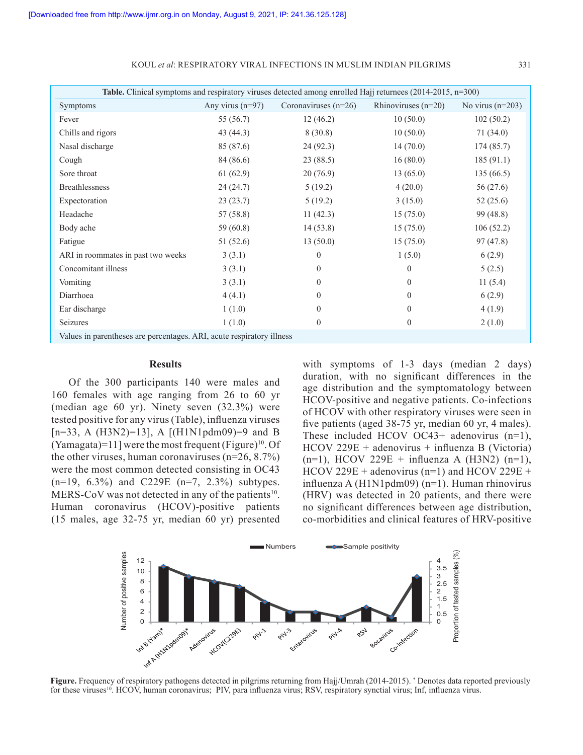[Downloaded free from http://www.ijmr.org.in on Monday, August 9, 2021, IP: 241.36.125.128]

**Table.** Clinical symptoms and respiratory viruses detected among enrolled Hajj returnees (2014-2015, n=300)

| Symptoms | Any virus (n=97) | Coronaviruses (n=26) | Rhinoviruses (n=20) | No virus (n=203) |
|---|---|---|---|---|
| Fever | 55 (56.7) | 12 (46.2) | 10 (50.0) | 102 (50.2) |
| Chills and rigors | 43 (44.3) | 8 (30.8) | 10 (50.0) | 71 (34.0) |
| Nasal discharge | 85 (87.6) | 24 (92.3) | 14 (70.0) | 174 (85.7) |
| Cough | 84 (86.6) | 23 (88.5) | 16 (80.0) | 185 (91.1) |
| Sore throat | 61 (62.9) | 20 (76.9) | 13 (65.0) | 135 (66.5) |
| Breathlessness | 24 (24.7) | 5 (19.2) | 4 (20.0) | 56 (27.6) |
| Expectoration | 23 (23.7) | 5 (19.2) | 3 (15.0) | 52 (25.6) |
| Headache | 57 (58.8) | 11 (42.3) | 15 (75.0) | 99 (48.8) |
| Body ache | 59 (60.8) | 14 (53.8) | 15 (75.0) | 106 (52.2) |
| Fatigue | 51 (52.6) | 13 (50.0) | 15 (75.0) | 97 (47.8) |
| ARI in roommates in past two weeks | 3 (3.1) | 0 | 1 (5.0) | 6 (2.9) |
| Concomitant illness | 3 (3.1) | 0 | 0 | 5 (2.5) |
| Vomiting | 3 (3.1) | 0 | 0 | 11 (5.4) |
| Diarrhoea | 4 (4.1) | 0 | 0 | 6 (2.9) |
| Ear discharge | 1 (1.0) | 0 | 0 | 4 (1.9) |
| Seizures | 1 (1.0) | 0 | 0 | 2 (1.0) |

Values in parentheses are percentages. ARI, acute respiratory illness

## Results

Of the 300 participants 140 were males and 160 females with age ranging from 26 to 60 yr (median age 60 yr). Ninety seven (32.3%) were tested positive for any virus (Table), influenza viruses [n=33, A (H3N2)=13], A [(H1N1pdm09)=9 and B (Yamagata)=11] were the most frequent (Figure)[10]. Of the other viruses, human coronaviruses (n=26, 8.7%) were the most common detected consisting in OC43 (n=19, 6.3%) and C229E (n=7, 2.3%) subtypes. MERS-CoV was not detected in any of the patients[10]. Human coronavirus (HCOV)-positive patients (15 males, age 32-75 yr, median 60 yr) presented with symptoms of 1-3 days (median 2 days) duration, with no significant differences in the age distribution and the symptomatology between HCOV-positive and negative patients. Co-infections of HCOV with other respiratory viruses were seen in five patients (aged 38-75 yr, median 60 yr, 4 males). These included HCOV OC43+ adenovirus (n=1), HCOV 229E + adenovirus + influenza B (Victoria) (n=1), HCOV 229E + influenza A (H3N2) (n=1), HCOV 229E + adenovirus (n=1) and HCOV 229E + influenza A (H1N1pdm09) (n=1). Human rhinovirus (HRV) was detected in 20 patients, and there were no significant differences between age distribution, co-morbidities and clinical features of HRV-positive

**Figure.** Frequency of respiratory pathogens detected in pilgrims returning from Hajj/Umrah (2014-2015). * Denotes data reported previously for these viruses[10]. HCOV, human coronavirus; PIV, para influenza virus; RSV, respiratory synctial virus; Inf, influenza virus.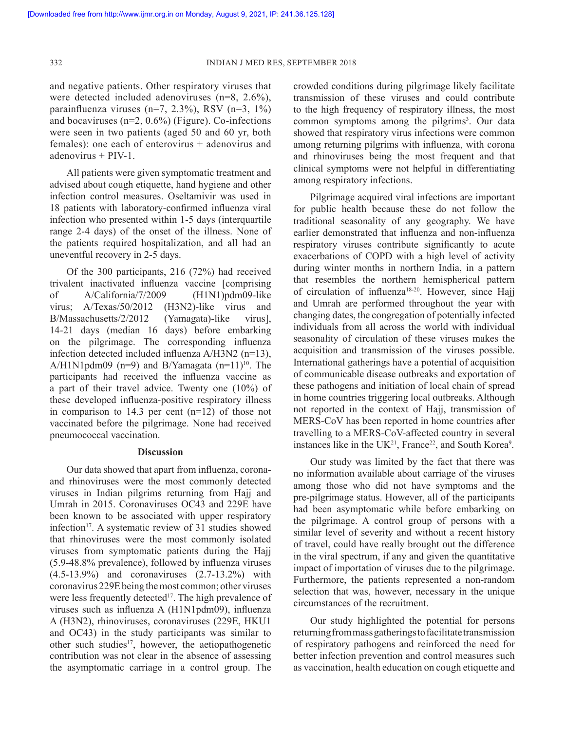and negative patients. Other respiratory viruses that were detected included adenoviruses (n=8, 2.6%), parainfluenza viruses (n=7, 2.3%), RSV (n=3, 1%) and bocaviruses (n=2, 0.6%) (Figure). Co-infections were seen in two patients (aged 50 and 60 yr, both females): one each of enterovirus + adenovirus and adenovirus + PIV-1.

All patients were given symptomatic treatment and advised about cough etiquette, hand hygiene and other infection control measures. Oseltamivir was used in 18 patients with laboratory-confirmed influenza viral infection who presented within 1-5 days (interquartile range 2-4 days) of the onset of the illness. None of the patients required hospitalization, and all had an uneventful recovery in 2-5 days.

Of the 300 participants, 216 (72%) had received trivalent inactivated influenza vaccine [comprising of A/California/7/2009 (H1N1)pdm09-like virus; A/Texas/50/2012 (H3N2)-like virus and B/Massachusetts/2/2012 (Yamagata)-like virus], 14-21 days (median 16 days) before embarking on the pilgrimage. The corresponding influenza infection detected included influenza A/H3N2 (n=13), A/H1N1pdm09 (n=9) and B/Yamagata (n=11)[10]. The participants had received the influenza vaccine as a part of their travel advice. Twenty one (10%) of these developed influenza-positive respiratory illness in comparison to 14.3 per cent (n=12) of those not vaccinated before the pilgrimage. None had received pneumococcal vaccination.

## Discussion

Our data showed that apart from influenza, corona- and rhinoviruses were the most commonly detected viruses in Indian pilgrims returning from Hajj and Umrah in 2015. Coronaviruses OC43 and 229E have been known to be associated with upper respiratory infection[17]. A systematic review of 31 studies showed that rhinoviruses were the most commonly isolated viruses from symptomatic patients during the Hajj (5.9-48.8% prevalence), followed by influenza viruses (4.5-13.9%) and coronaviruses (2.7-13.2%) with coronavirus 229E being the most common; other viruses were less frequently detected[17]. The high prevalence of viruses such as influenza A (H1N1pdm09), influenza A (H3N2), rhinoviruses, coronaviruses (229E, HKU1 and OC43) in the study participants was similar to other such studies[17], however, the aetiopathogenetic contribution was not clear in the absence of assessing the asymptomatic carriage in a control group. The crowded conditions during pilgrimage likely facilitate transmission of these viruses and could contribute to the high frequency of respiratory illness, the most common symptoms among the pilgrims[3]. Our data showed that respiratory virus infections were common among returning pilgrims with influenza, with corona and rhinoviruses being the most frequent and that clinical symptoms were not helpful in differentiating among respiratory infections.

Pilgrimage acquired viral infections are important for public health because these do not follow the traditional seasonality of any geography. We have earlier demonstrated that influenza and non-influenza respiratory viruses contribute significantly to acute exacerbations of COPD with a high level of activity during winter months in northern India, in a pattern that resembles the northern hemispherical pattern of circulation of influenza[18-20]. However, since Hajj and Umrah are performed throughout the year with changing dates, the congregation of potentially infected individuals from all across the world with individual seasonality of circulation of these viruses makes the acquisition and transmission of the viruses possible. International gatherings have a potential of acquisition of communicable disease outbreaks and exportation of these pathogens and initiation of local chain of spread in home countries triggering local outbreaks. Although not reported in the context of Hajj, transmission of MERS-CoV has been reported in home countries after travelling to a MERS-CoV-affected country in several instances like in the UK[21], France[22], and South Korea[9].

Our study was limited by the fact that there was no information available about carriage of the viruses among those who did not have symptoms and the pre-pilgrimage status. However, all of the participants had been asymptomatic while before embarking on the pilgrimage. A control group of persons with a similar level of severity and without a recent history of travel, could have really brought out the difference in the viral spectrum, if any and given the quantitative impact of importation of viruses due to the pilgrimage. Furthermore, the patients represented a non-random selection that was, however, necessary in the unique circumstances of the recruitment.

Our study highlighted the potential for persons returning from mass gatherings to facilitate transmission of respiratory pathogens and reinforced the need for better infection prevention and control measures such as vaccination, health education on cough etiquette and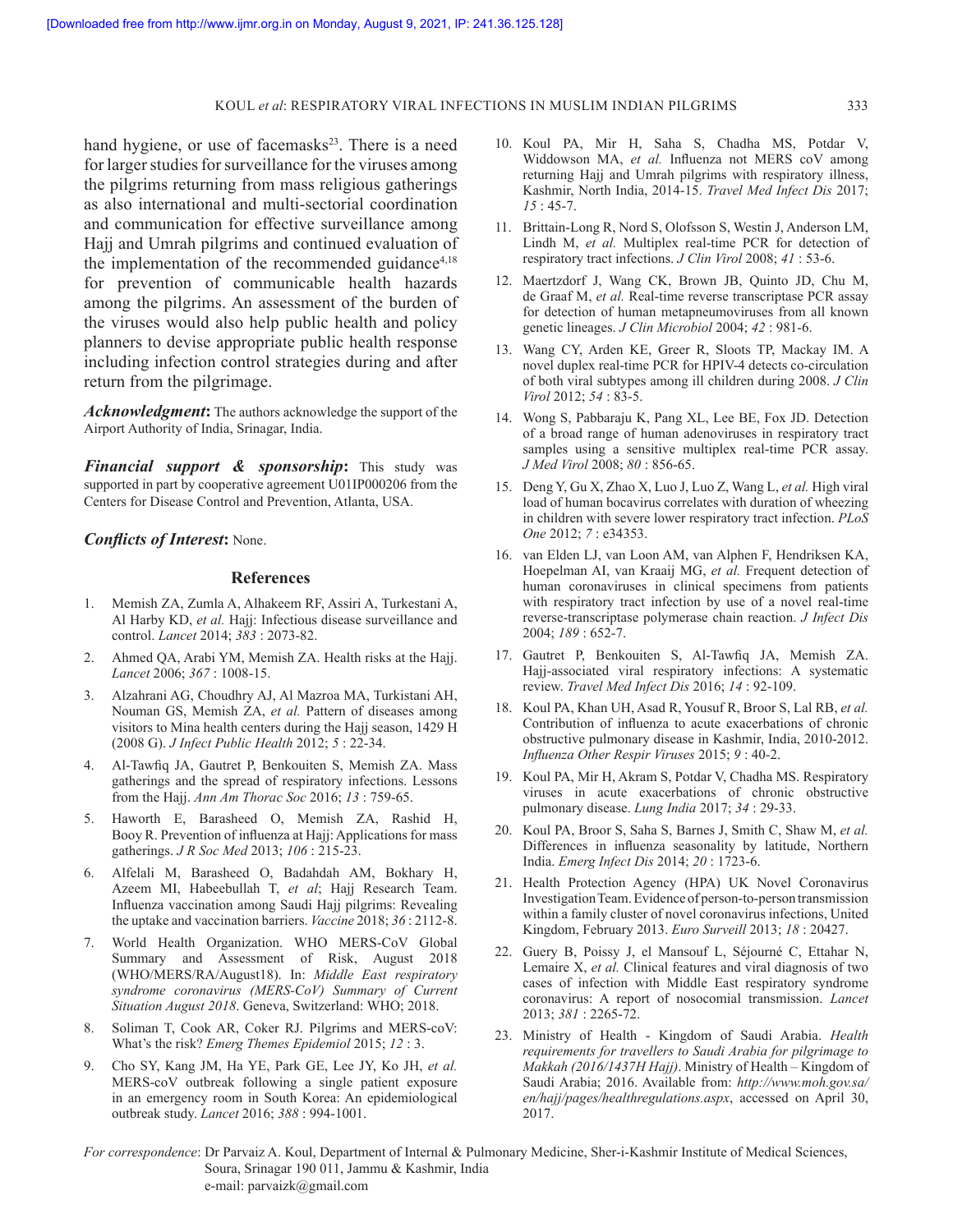hand hygiene, or use of facemasks[23]. There is a need for larger studies for surveillance for the viruses among the pilgrims returning from mass religious gatherings as also international and multi-sectorial coordination and communication for effective surveillance among Hajj and Umrah pilgrims and continued evaluation of the implementation of the recommended guidance[4,18] for prevention of communicable health hazards among the pilgrims. An assessment of the burden of the viruses would also help public health and policy planners to devise appropriate public health response including infection control strategies during and after return from the pilgrimage.

***Acknowledgment*:** The authors acknowledge the support of the Airport Authority of India, Srinagar, India.

***Financial support & sponsorship*:** This study was supported in part by cooperative agreement U01IP000206 from the Centers for Disease Control and Prevention, Atlanta, USA.

***Conflicts of Interest*:** None.

## References

1. Memish ZA, Zumla A, Alhakeem RF, Assiri A, Turkestani A, Al Harby KD, *et al.* Hajj: Infectious disease surveillance and control. *Lancet* 2014; *383* : 2073-82.
2. Ahmed QA, Arabi YM, Memish ZA. Health risks at the Hajj. *Lancet* 2006; *367* : 1008-15.
3. Alzahrani AG, Choudhry AJ, Al Mazroa MA, Turkistani AH, Nouman GS, Memish ZA, *et al.* Pattern of diseases among visitors to Mina health centers during the Hajj season, 1429 H (2008 G). *J Infect Public Health* 2012; *5* : 22-34.
4. Al-Tawfiq JA, Gautret P, Benkouiten S, Memish ZA. Mass gatherings and the spread of respiratory infections. Lessons from the Hajj. *Ann Am Thorac Soc* 2016; *13* : 759-65.
5. Haworth E, Barasheed O, Memish ZA, Rashid H, Booy R. Prevention of influenza at Hajj: Applications for mass gatherings. *J R Soc Med* 2013; *106* : 215-23.
6. Alfelali M, Barasheed O, Badahdah AM, Bokhary H, Azeem MI, Habeebullah T, *et al*; Hajj Research Team. Influenza vaccination among Saudi Hajj pilgrims: Revealing the uptake and vaccination barriers. *Vaccine* 2018; *36* : 2112-8.
7. World Health Organization. WHO MERS-CoV Global Summary and Assessment of Risk, August 2018 (WHO/MERS/RA/August18). In: *Middle East respiratory syndrome coronavirus (MERS-CoV) Summary of Current Situation August 2018*. Geneva, Switzerland: WHO; 2018.
8. Soliman T, Cook AR, Coker RJ. Pilgrims and MERS-coV: What's the risk? *Emerg Themes Epidemiol* 2015; *12* : 3.
9. Cho SY, Kang JM, Ha YE, Park GE, Lee JY, Ko JH, *et al.* MERS-coV outbreak following a single patient exposure in an emergency room in South Korea: An epidemiological outbreak study. *Lancet* 2016; *388* : 994-1001.
10. Koul PA, Mir H, Saha S, Chadha MS, Potdar V, Widdowson MA, *et al.* Influenza not MERS coV among returning Hajj and Umrah pilgrims with respiratory illness, Kashmir, North India, 2014-15. *Travel Med Infect Dis* 2017; *15* : 45-7.
11. Brittain-Long R, Nord S, Olofsson S, Westin J, Anderson LM, Lindh M, *et al.* Multiplex real-time PCR for detection of respiratory tract infections. *J Clin Virol* 2008; *41* : 53-6.
12. Maertzdorf J, Wang CK, Brown JB, Quinto JD, Chu M, de Graaf M, *et al.* Real-time reverse transcriptase PCR assay for detection of human metapneumoviruses from all known genetic lineages. *J Clin Microbiol* 2004; *42* : 981-6.
13. Wang CY, Arden KE, Greer R, Sloots TP, Mackay IM. A novel duplex real-time PCR for HPIV-4 detects co-circulation of both viral subtypes among ill children during 2008. *J Clin Virol* 2012; *54* : 83-5.
14. Wong S, Pabbaraju K, Pang XL, Lee BE, Fox JD. Detection of a broad range of human adenoviruses in respiratory tract samples using a sensitive multiplex real-time PCR assay. *J Med Virol* 2008; *80* : 856-65.
15. Deng Y, Gu X, Zhao X, Luo J, Luo Z, Wang L, *et al.* High viral load of human bocavirus correlates with duration of wheezing in children with severe lower respiratory tract infection. *PLoS One* 2012; *7* : e34353.
16. van Elden LJ, van Loon AM, van Alphen F, Hendriksen KA, Hoepelman AI, van Kraaij MG, *et al.* Frequent detection of human coronaviruses in clinical specimens from patients with respiratory tract infection by use of a novel real-time reverse-transcriptase polymerase chain reaction. *J Infect Dis* 2004; *189* : 652-7.
17. Gautret P, Benkouiten S, Al-Tawfiq JA, Memish ZA. Hajj-associated viral respiratory infections: A systematic review. *Travel Med Infect Dis* 2016; *14* : 92-109.
18. Koul PA, Khan UH, Asad R, Yousuf R, Broor S, Lal RB, *et al.* Contribution of influenza to acute exacerbations of chronic obstructive pulmonary disease in Kashmir, India, 2010-2012. *Influenza Other Respir Viruses* 2015; *9* : 40-2.
19. Koul PA, Mir H, Akram S, Potdar V, Chadha MS. Respiratory viruses in acute exacerbations of chronic obstructive pulmonary disease. *Lung India* 2017; *34* : 29-33.
20. Koul PA, Broor S, Saha S, Barnes J, Smith C, Shaw M, *et al.* Differences in influenza seasonality by latitude, Northern India. *Emerg Infect Dis* 2014; *20* : 1723-6.
21. Health Protection Agency (HPA) UK Novel Coronavirus Investigation Team. Evidence of person-to-person transmission within a family cluster of novel coronavirus infections, United Kingdom, February 2013. *Euro Surveill* 2013; *18* : 20427.
22. Guery B, Poissy J, el Mansouf L, Séjourné C, Ettahar N, Lemaire X, *et al.* Clinical features and viral diagnosis of two cases of infection with Middle East respiratory syndrome coronavirus: A report of nosocomial transmission. *Lancet* 2013; *381* : 2265-72.
23. Ministry of Health - Kingdom of Saudi Arabia. *Health requirements for travellers to Saudi Arabia for pilgrimage to Makkah (2016/1437H Hajj)*. Ministry of Health – Kingdom of Saudi Arabia; 2016. Available from: *http://www.moh.gov.sa/en/hajj/pages/healthregulations.aspx*, accessed on April 30, 2017.

*For correspondence*: Dr Parvaiz A. Koul, Department of Internal & Pulmonary Medicine, Sher-i-Kashmir Institute of Medical Sciences, Soura, Srinagar 190 011, Jammu & Kashmir, India
e-mail: parvaizk@gmail.com